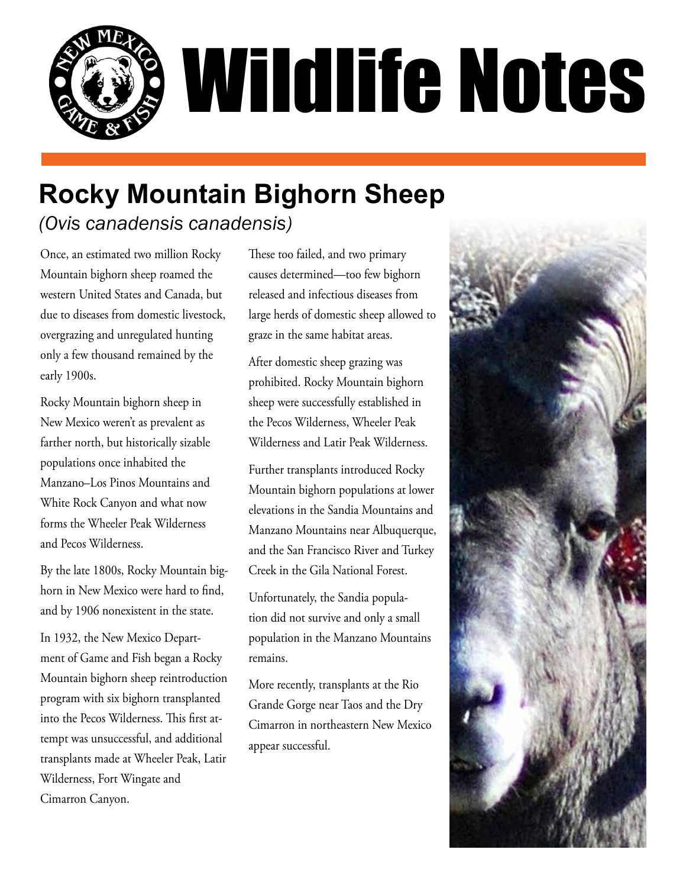# Wildlife Notes

## Rocky Mountain Bighorn Sheep

*(Ovis canadensis canadensis)*

Once, an estimated two million Rocky Mountain bighorn sheep roamed the western United States and Canada, but due to diseases from domestic livestock, overgrazing and unregulated hunting only a few thousand remained by the early 1900s.

Rocky Mountain bighorn sheep in New Mexico weren't as prevalent as farther north, but historically sizable populations once inhabited the Manzano–Los Pinos Mountains and White Rock Canyon and what now forms the Wheeler Peak Wilderness and Pecos Wilderness.

By the late 1800s, Rocky Mountain bighorn in New Mexico were hard to find, and by 1906 nonexistent in the state.

In 1932, the New Mexico Department of Game and Fish began a Rocky Mountain bighorn sheep reintroduction program with six bighorn transplanted into the Pecos Wilderness. This first attempt was unsuccessful, and additional transplants made at Wheeler Peak, Latir Wilderness, Fort Wingate and Cimarron Canyon.

These too failed, and two primary causes determined—too few bighorn released and infectious diseases from large herds of domestic sheep allowed to graze in the same habitat areas.

After domestic sheep grazing was prohibited. Rocky Mountain bighorn sheep were successfully established in the Pecos Wilderness, Wheeler Peak Wilderness and Latir Peak Wilderness.

Further transplants introduced Rocky Mountain bighorn populations at lower elevations in the Sandia Mountains and Manzano Mountains near Albuquerque, and the San Francisco River and Turkey Creek in the Gila National Forest.

Unfortunately, the Sandia population did not survive and only a small population in the Manzano Mountains remains.

More recently, transplants at the Rio Grande Gorge near Taos and the Dry Cimarron in northeastern New Mexico appear successful.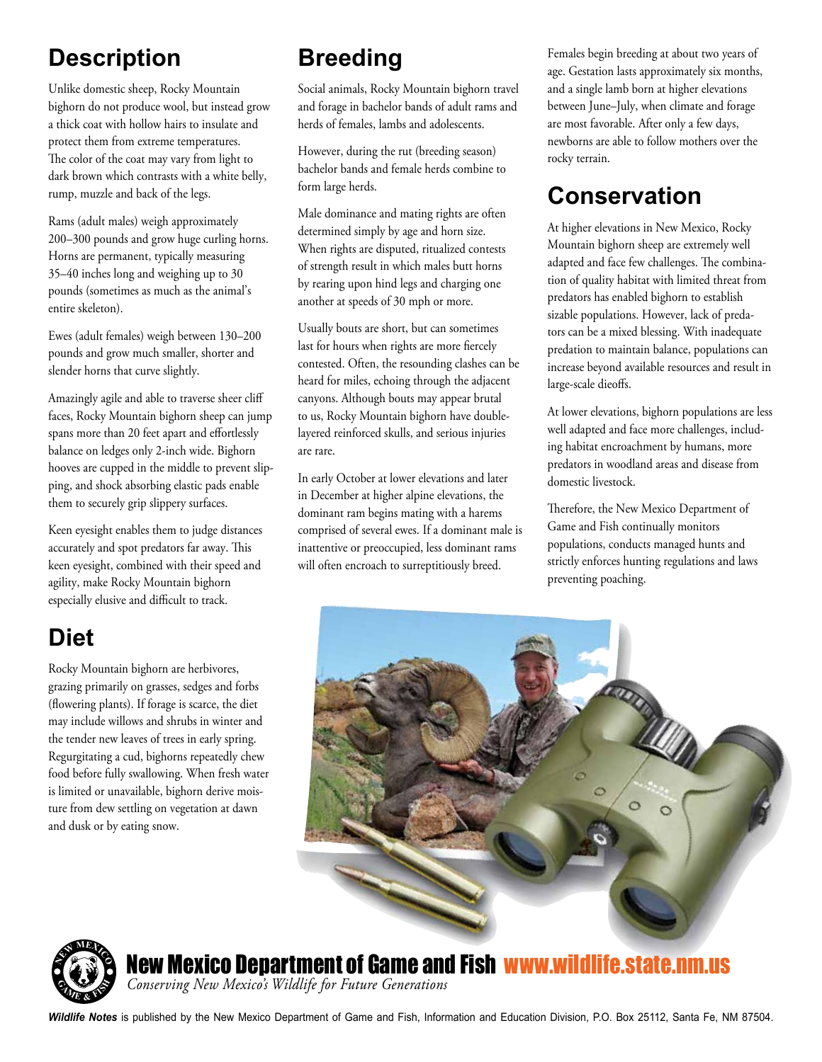## Description

Unlike domestic sheep, Rocky Mountain bighorn do not produce wool, but instead grow a thick coat with hollow hairs to insulate and protect them from extreme temperatures. The color of the coat may vary from light to dark brown which contrasts with a white belly, rump, muzzle and back of the legs.

Rams (adult males) weigh approximately 200–300 pounds and grow huge curling horns. Horns are permanent, typically measuring 35–40 inches long and weighing up to 30 pounds (sometimes as much as the animal's entire skeleton).

Ewes (adult females) weigh between 130–200 pounds and grow much smaller, shorter and slender horns that curve slightly.

Amazingly agile and able to traverse sheer cliff faces, Rocky Mountain bighorn sheep can jump spans more than 20 feet apart and effortlessly balance on ledges only 2-inch wide. Bighorn hooves are cupped in the middle to prevent slipping, and shock absorbing elastic pads enable them to securely grip slippery surfaces.

Keen eyesight enables them to judge distances accurately and spot predators far away. This keen eyesight, combined with their speed and agility, make Rocky Mountain bighorn especially elusive and difficult to track.

## Diet

Rocky Mountain bighorn are herbivores, grazing primarily on grasses, sedges and forbs (flowering plants). If forage is scarce, the diet may include willows and shrubs in winter and the tender new leaves of trees in early spring. Regurgitating a cud, bighorns repeatedly chew food before fully swallowing. When fresh water is limited or unavailable, bighorn derive moisture from dew settling on vegetation at dawn and dusk or by eating snow.

## Breeding

Social animals, Rocky Mountain bighorn travel and forage in bachelor bands of adult rams and herds of females, lambs and adolescents.

However, during the rut (breeding season) bachelor bands and female herds combine to form large herds.

Male dominance and mating rights are often determined simply by age and horn size. When rights are disputed, ritualized contests of strength result in which males butt horns by rearing upon hind legs and charging one another at speeds of 30 mph or more.

Usually bouts are short, but can sometimes last for hours when rights are more fiercely contested. Often, the resounding clashes can be heard for miles, echoing through the adjacent canyons. Although bouts may appear brutal to us, Rocky Mountain bighorn have double-layered reinforced skulls, and serious injuries are rare.

In early October at lower elevations and later in December at higher alpine elevations, the dominant ram begins mating with a harems comprised of several ewes. If a dominant male is inattentive or preoccupied, less dominant rams will often encroach to surreptitiously breed.

Females begin breeding at about two years of age. Gestation lasts approximately six months, and a single lamb born at higher elevations between June–July, when climate and forage are most favorable. After only a few days, newborns are able to follow mothers over the rocky terrain.

## Conservation

At higher elevations in New Mexico, Rocky Mountain bighorn sheep are extremely well adapted and face few challenges. The combination of quality habitat with limited threat from predators has enabled bighorn to establish sizable populations. However, lack of predators can be a mixed blessing. With inadequate predation to maintain balance, populations can increase beyond available resources and result in large-scale dieoffs.

At lower elevations, bighorn populations are less well adapted and face more challenges, including habitat encroachment by humans, more predators in woodland areas and disease from domestic livestock.

Therefore, the New Mexico Department of Game and Fish continually monitors populations, conducts managed hunts and strictly enforces hunting regulations and laws preventing poaching.

**New Mexico Department of Game and Fish** www.wildlife.state.nm.us

*Conserving New Mexico's Wildlife for Future Generations*

***Wildlife Notes*** is published by the New Mexico Department of Game and Fish, Information and Education Division, P.O. Box 25112, Santa Fe, NM 87504.